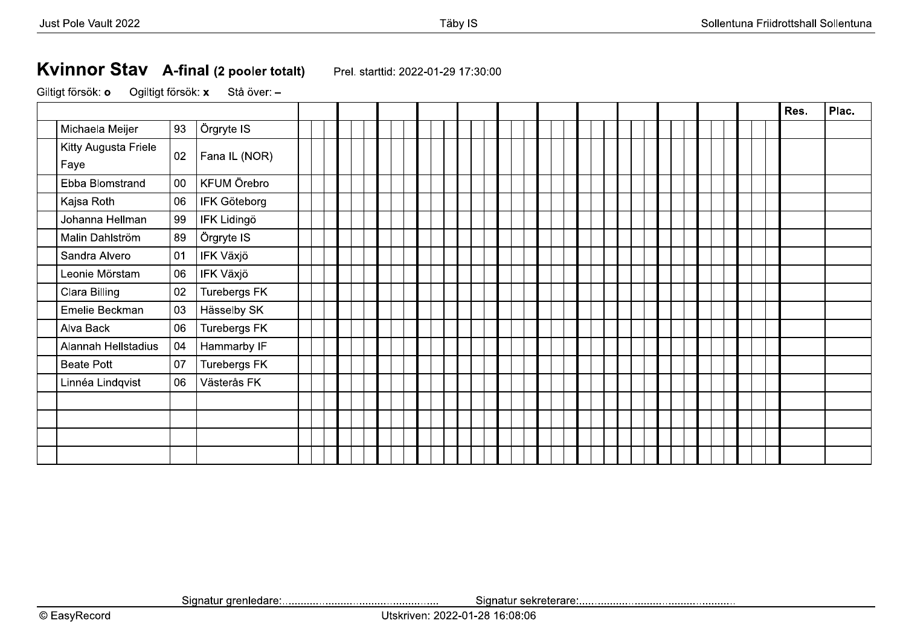# Kvinnor Stav A-final (2 pooler totalt)

Prel. starttid: 2022-01-29 17:30:00

Giltigt försök: **o** Ogiltigt försök: **x** Stå över: **–**

| | | | | | | | | | | | | | | | Res. | Plac. |
|---|---|---|---|---|---|---|---|---|---|---|---|---|---|---|---|---|
| | Michaela Meijer | 93 | Örgryte IS | | | | | | | | | | | | | |
| | Kitty Augusta Friele Faye | 02 | Fana IL (NOR) | | | | | | | | | | | | | |
| | Ebba Blomstrand | 00 | KFUM Örebro | | | | | | | | | | | | | |
| | Kajsa Roth | 06 | IFK Göteborg | | | | | | | | | | | | | |
| | Johanna Hellman | 99 | IFK Lidingö | | | | | | | | | | | | | |
| | Malin Dahlström | 89 | Örgryte IS | | | | | | | | | | | | | |
| | Sandra Alvero | 01 | IFK Växjö | | | | | | | | | | | | | |
| | Leonie Mörstam | 06 | IFK Växjö | | | | | | | | | | | | | |
| | Clara Billing | 02 | Turebergs FK | | | | | | | | | | | | | |
| | Emelie Beckman | 03 | Hässelby SK | | | | | | | | | | | | | |
| | Alva Back | 06 | Turebergs FK | | | | | | | | | | | | | |
| | Alannah Hellstadius | 04 | Hammarby IF | | | | | | | | | | | | | |
| | Beate Pott | 07 | Turebergs FK | | | | | | | | | | | | | |
| | Linnéa Lindqvist | 06 | Västerås FK | | | | | | | | | | | | | |
| | | | | | | | | | | | | | | | | |
| | | | | | | | | | | | | | | | | |
| | | | | | | | | | | | | | | | | |
| | | | | | | | | | | | | | | | | |

Signatur grenledare:................................................ Signatur sekreterare:................................................

Utskriven: 2022-01-28 16:08:06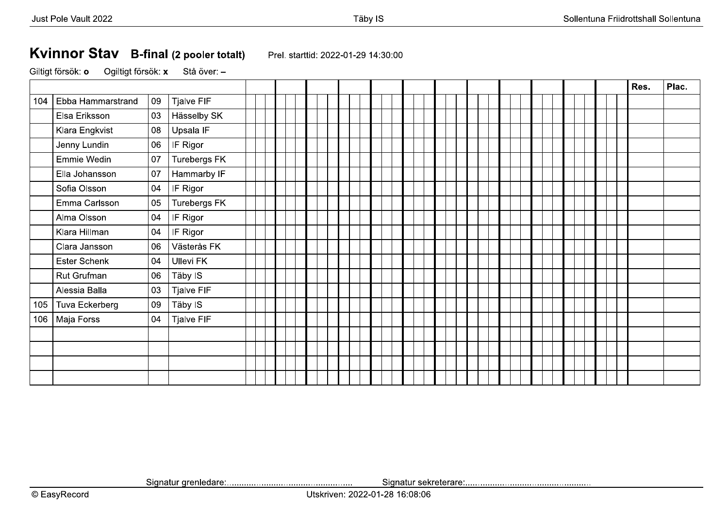# Kvinnor Stav **B-final** (2 pooler totalt)

Prel. starttid: 2022-01-29 14:30:00

Giltigt försök: **o** Ogiltigt försök: **x** Stå över: **–**

| | | | | | | | | | | | | | | | | Res. | Plac. |
|---|---|---|---|---|---|---|---|---|---|---|---|---|---|---|---|---|---|
| 104 | Ebba Hammarstrand | 09 | Tjalve FIF | | | | | | | | | | | | | | |
| | Elsa Eriksson | 03 | Hässelby SK | | | | | | | | | | | | | | |
| | Klara Engkvist | 08 | Upsala IF | | | | | | | | | | | | | | |
| | Jenny Lundin | 06 | IF Rigor | | | | | | | | | | | | | | |
| | Emmie Wedin | 07 | Turebergs FK | | | | | | | | | | | | | | |
| | Ella Johansson | 07 | Hammarby IF | | | | | | | | | | | | | | |
| | Sofia Olsson | 04 | IF Rigor | | | | | | | | | | | | | | |
| | Emma Carlsson | 05 | Turebergs FK | | | | | | | | | | | | | | |
| | Alma Olsson | 04 | IF Rigor | | | | | | | | | | | | | | |
| | Klara Hillman | 04 | IF Rigor | | | | | | | | | | | | | | |
| | Clara Jansson | 06 | Västerås FK | | | | | | | | | | | | | | |
| | Ester Schenk | 04 | Ullevi FK | | | | | | | | | | | | | | |
| | Rut Grufman | 06 | Täby IS | | | | | | | | | | | | | | |
| | Alessia Balla | 03 | Tjalve FIF | | | | | | | | | | | | | | |
| 105 | Tuva Eckerberg | 09 | Täby IS | | | | | | | | | | | | | | |
| 106 | Maja Forss | 04 | Tjalve FIF | | | | | | | | | | | | | | |
| | | | | | | | | | | | | | | | | | |
| | | | | | | | | | | | | | | | | | |
| | | | | | | | | | | | | | | | | | |
| | | | | | | | | | | | | | | | | | |

Signatur grenledare:....................................................... Signatur sekreterare:.......................................................

Utskriven: 2022-01-28 16:08:06